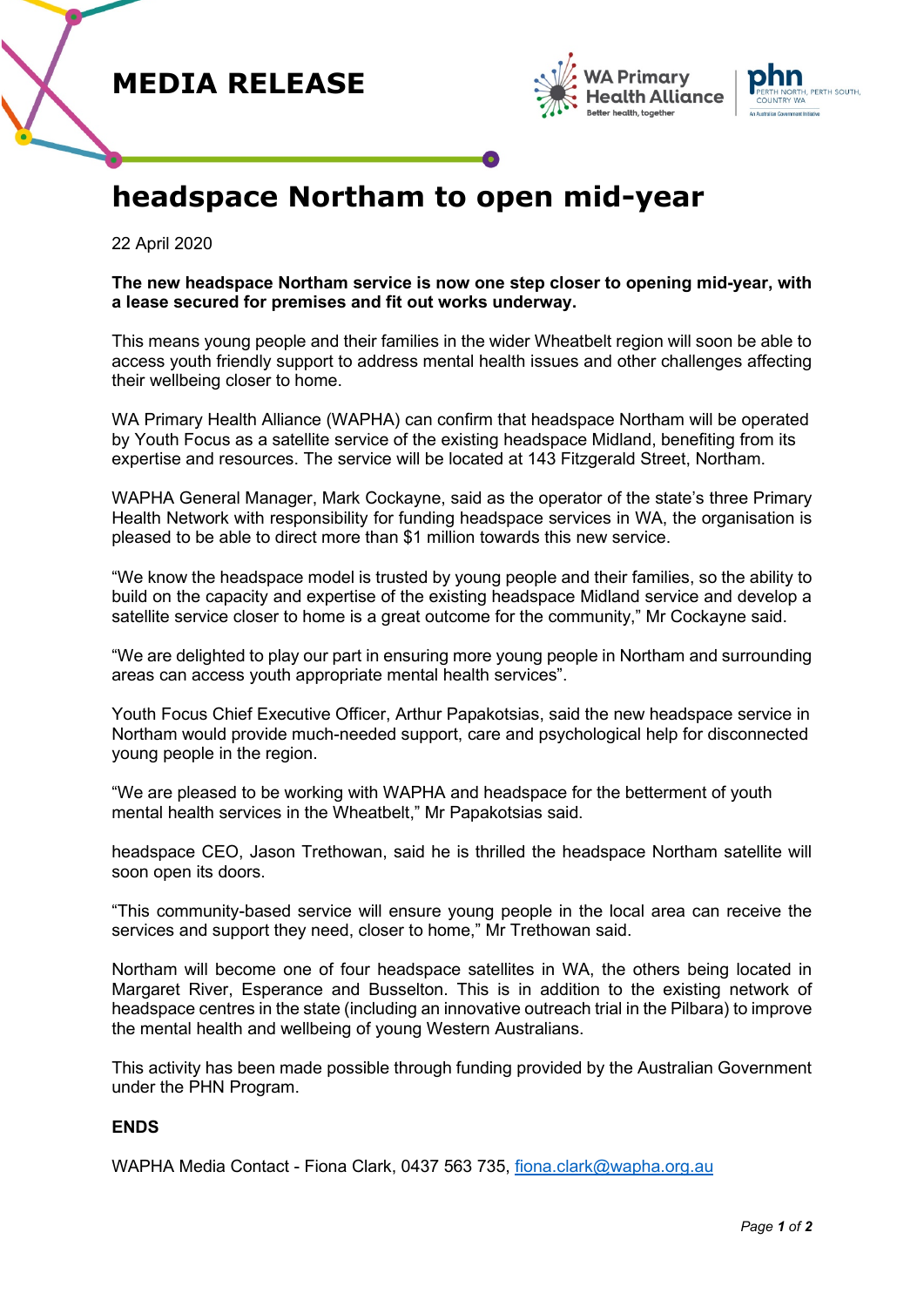MEDIA RELEASE

# headspace Northam to open mid-year

22 April 2020

**The new headspace Northam service is now one step closer to opening mid-year, with a lease secured for premises and fit out works underway.**

This means young people and their families in the wider Wheatbelt region will soon be able to access youth friendly support to address mental health issues and other challenges affecting their wellbeing closer to home.

WA Primary Health Alliance (WAPHA) can confirm that headspace Northam will be operated by Youth Focus as a satellite service of the existing headspace Midland, benefiting from its expertise and resources. The service will be located at 143 Fitzgerald Street, Northam.

WAPHA General Manager, Mark Cockayne, said as the operator of the state's three Primary Health Network with responsibility for funding headspace services in WA, the organisation is pleased to be able to direct more than $1 million towards this new service.

"We know the headspace model is trusted by young people and their families, so the ability to build on the capacity and expertise of the existing headspace Midland service and develop a satellite service closer to home is a great outcome for the community," Mr Cockayne said.

"We are delighted to play our part in ensuring more young people in Northam and surrounding areas can access youth appropriate mental health services".

Youth Focus Chief Executive Officer, Arthur Papakotsias, said the new headspace service in Northam would provide much-needed support, care and psychological help for disconnected young people in the region.

"We are pleased to be working with WAPHA and headspace for the betterment of youth mental health services in the Wheatbelt," Mr Papakotsias said.

headspace CEO, Jason Trethowan, said he is thrilled the headspace Northam satellite will soon open its doors.

"This community-based service will ensure young people in the local area can receive the services and support they need, closer to home," Mr Trethowan said.

Northam will become one of four headspace satellites in WA, the others being located in Margaret River, Esperance and Busselton. This is in addition to the existing network of headspace centres in the state (including an innovative outreach trial in the Pilbara) to improve the mental health and wellbeing of young Western Australians.

This activity has been made possible through funding provided by the Australian Government under the PHN Program.

**ENDS**

WAPHA Media Contact - Fiona Clark, 0437 563 735, fiona.clark@wapha.org.au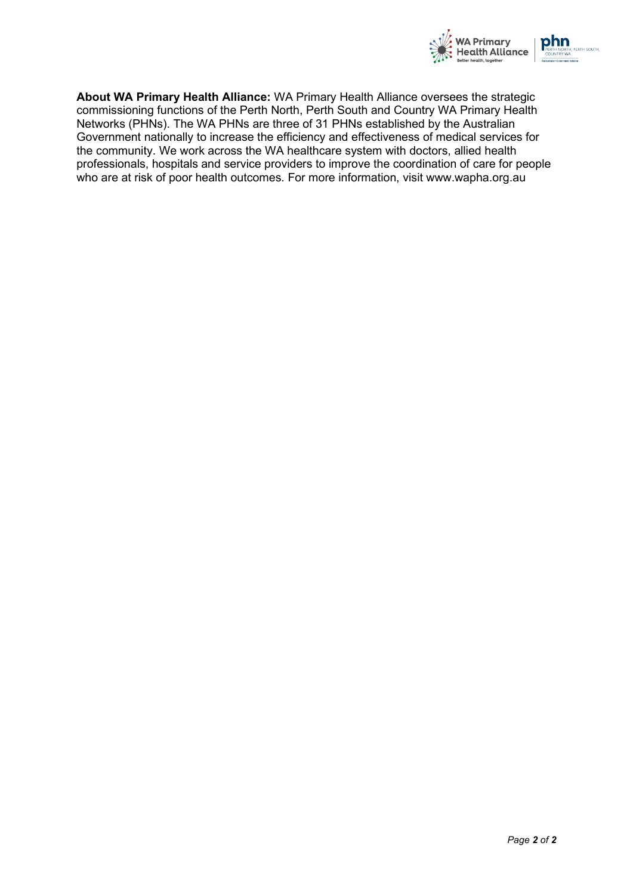**About WA Primary Health Alliance:** WA Primary Health Alliance oversees the strategic commissioning functions of the Perth North, Perth South and Country WA Primary Health Networks (PHNs). The WA PHNs are three of 31 PHNs established by the Australian Government nationally to increase the efficiency and effectiveness of medical services for the community. We work across the WA healthcare system with doctors, allied health professionals, hospitals and service providers to improve the coordination of care for people who are at risk of poor health outcomes. For more information, visit www.wapha.org.au